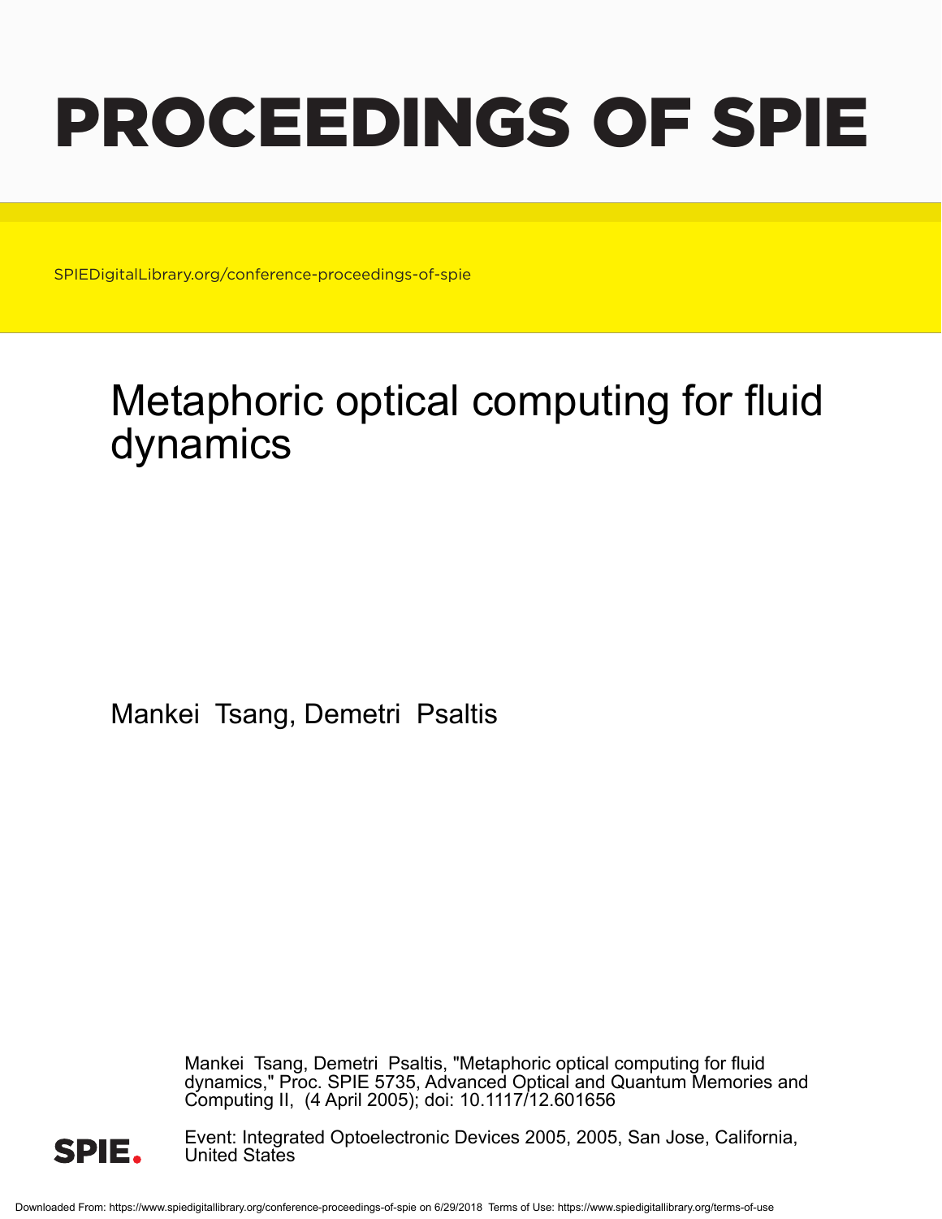# PROCEEDINGS OF SPIE

SPIEDigitalLibrary.org/conference-proceedings-of-spie

# Metaphoric optical computing for fluid dynamics

Mankei Tsang, Demetri Psaltis

Mankei Tsang, Demetri Psaltis, "Metaphoric optical computing for fluid dynamics," Proc. SPIE 5735, Advanced Optical and Quantum Memories and Computing II, (4 April 2005); doi: 10.1117/12.601656

Event: Integrated Optoelectronic Devices 2005, 2005, San Jose, California, United States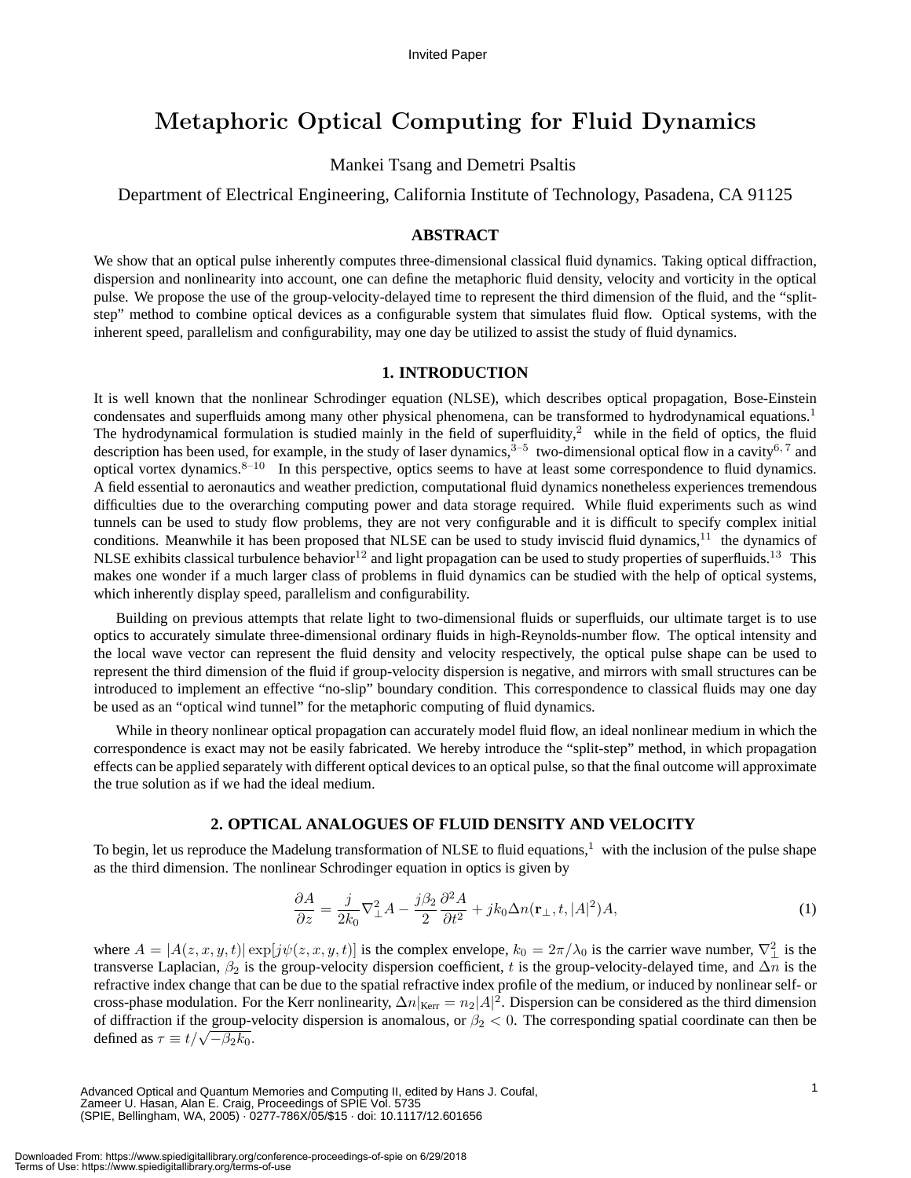Invited Paper

# Metaphoric Optical Computing for Fluid Dynamics

Mankei Tsang and Demetri Psaltis

Department of Electrical Engineering, California Institute of Technology, Pasadena, CA 91125

## ABSTRACT

We show that an optical pulse inherently computes three-dimensional classical fluid dynamics. Taking optical diffraction, dispersion and nonlinearity into account, one can define the metaphoric fluid density, velocity and vorticity in the optical pulse. We propose the use of the group-velocity-delayed time to represent the third dimension of the fluid, and the "split-step" method to combine optical devices as a configurable system that simulates fluid flow. Optical systems, with the inherent speed, parallelism and configurability, may one day be utilized to assist the study of fluid dynamics.

## 1. INTRODUCTION

It is well known that the nonlinear Schrodinger equation (NLSE), which describes optical propagation, Bose-Einstein condensates and superfluids among many other physical phenomena, can be transformed to hydrodynamical equations.[1] The hydrodynamical formulation is studied mainly in the field of superfluidity,[2] while in the field of optics, the fluid description has been used, for example, in the study of laser dynamics,[3–5] two-dimensional optical flow in a cavity[6,7] and optical vortex dynamics.[8–10] In this perspective, optics seems to have at least some correspondence to fluid dynamics. A field essential to aeronautics and weather prediction, computational fluid dynamics nonetheless experiences tremendous difficulties due to the overarching computing power and data storage required. While fluid experiments such as wind tunnels can be used to study flow problems, they are not very configurable and it is difficult to specify complex initial conditions. Meanwhile it has been proposed that NLSE can be used to study inviscid fluid dynamics,[11] the dynamics of NLSE exhibits classical turbulence behavior[12] and light propagation can be used to study properties of superfluids.[13] This makes one wonder if a much larger class of problems in fluid dynamics can be studied with the help of optical systems, which inherently display speed, parallelism and configurability.

Building on previous attempts that relate light to two-dimensional fluids or superfluids, our ultimate target is to use optics to accurately simulate three-dimensional ordinary fluids in high-Reynolds-number flow. The optical intensity and the local wave vector can represent the fluid density and velocity respectively, the optical pulse shape can be used to represent the third dimension of the fluid if group-velocity dispersion is negative, and mirrors with small structures can be introduced to implement an effective "no-slip" boundary condition. This correspondence to classical fluids may one day be used as an "optical wind tunnel" for the metaphoric computing of fluid dynamics.

While in theory nonlinear optical propagation can accurately model fluid flow, an ideal nonlinear medium in which the correspondence is exact may not be easily fabricated. We hereby introduce the "split-step" method, in which propagation effects can be applied separately with different optical devices to an optical pulse, so that the final outcome will approximate the true solution as if we had the ideal medium.

## 2. OPTICAL ANALOGUES OF FLUID DENSITY AND VELOCITY

To begin, let us reproduce the Madelung transformation of NLSE to fluid equations,[1] with the inclusion of the pulse shape as the third dimension. The nonlinear Schrodinger equation in optics is given by

$$\frac{\partial A}{\partial z} = \frac{j}{2k_0}\nabla_\perp^2 A - \frac{j\beta_2}{2}\frac{\partial^2 A}{\partial t^2} + jk_0\Delta n(\mathbf{r}_\perp, t, |A|^2)A, \tag{1}$$

where $A = |A(z, x, y, t)| \exp[j\psi(z, x, y, t)]$ is the complex envelope, $k_0 = 2\pi/\lambda_0$ is the carrier wave number, $\nabla_\perp^2$ is the transverse Laplacian, $\beta_2$ is the group-velocity dispersion coefficient, $t$ is the group-velocity-delayed time, and $\Delta n$ is the refractive index change that can be due to the spatial refractive index profile of the medium, or induced by nonlinear self- or cross-phase modulation. For the Kerr nonlinearity, $\Delta n|_{\text{Kerr}} = n_2|A|^2$. Dispersion can be considered as the third dimension of diffraction if the group-velocity dispersion is anomalous, or $\beta_2 < 0$. The corresponding spatial coordinate can then be defined as $\tau \equiv t/\sqrt{-\beta_2 k_0}$.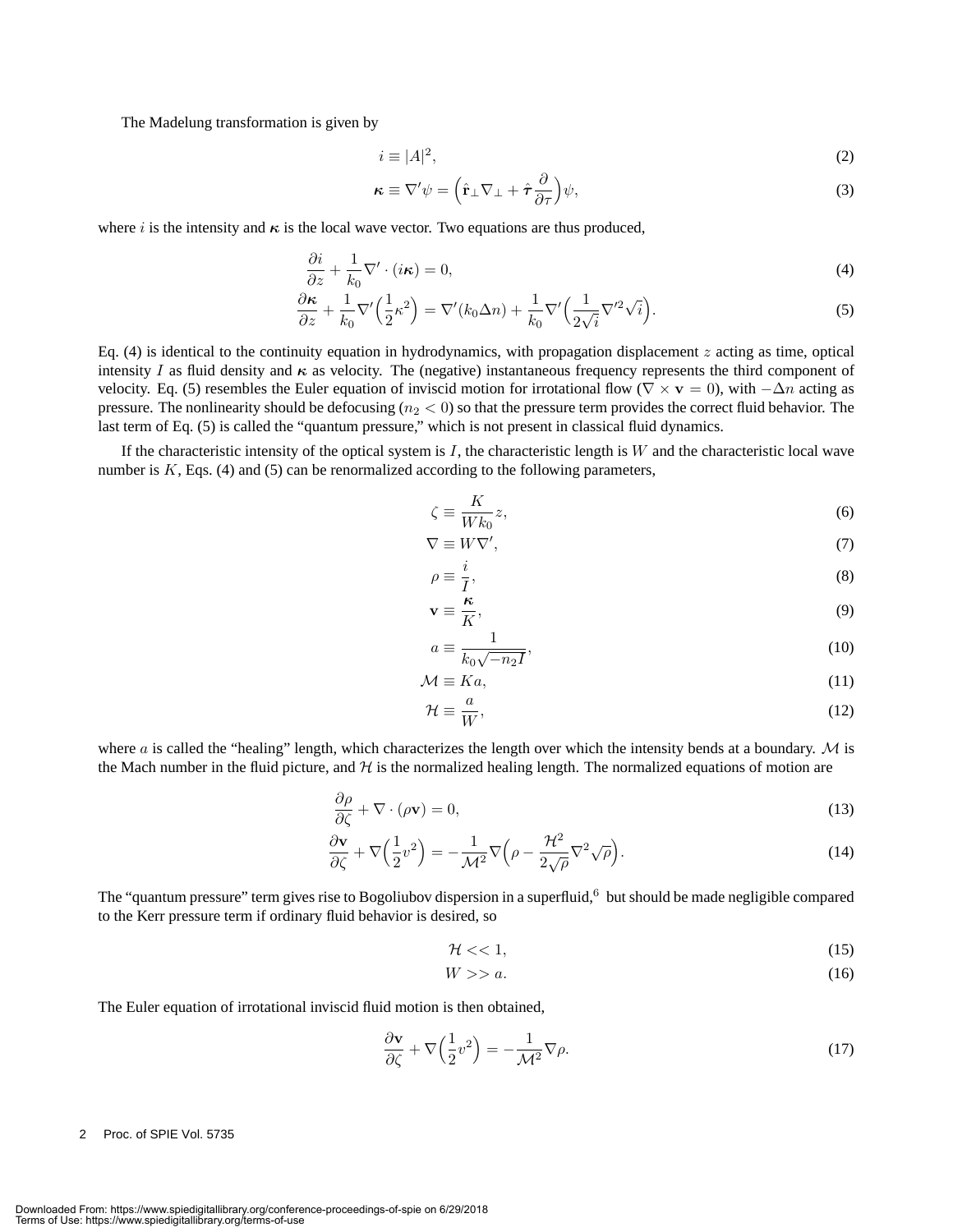The Madelung transformation is given by

$$i \equiv |A|^2, \tag{2}$$

$$\boldsymbol{\kappa} \equiv \nabla' \psi = \Big(\hat{\mathbf{r}}_\perp \nabla_\perp + \hat{\boldsymbol{\tau}} \frac{\partial}{\partial \tau}\Big)\psi, \tag{3}$$

where $i$ is the intensity and $\boldsymbol{\kappa}$ is the local wave vector. Two equations are thus produced,

$$\frac{\partial i}{\partial z} + \frac{1}{k_0}\nabla' \cdot (i\boldsymbol{\kappa}) = 0, \tag{4}$$

$$\frac{\partial \boldsymbol{\kappa}}{\partial z} + \frac{1}{k_0}\nabla'\Big(\frac{1}{2}\kappa^2\Big) = \nabla'(k_0 \Delta n) + \frac{1}{k_0}\nabla'\Big(\frac{1}{2\sqrt{i}}\nabla'^2\sqrt{i}\Big). \tag{5}$$

Eq. (4) is identical to the continuity equation in hydrodynamics, with propagation displacement $z$ acting as time, optical intensity $I$ as fluid density and $\boldsymbol{\kappa}$ as velocity. The (negative) instantaneous frequency represents the third component of velocity. Eq. (5) resembles the Euler equation of inviscid motion for irrotational flow ($\nabla \times \mathbf{v} = 0$), with $-\Delta n$ acting as pressure. The nonlinearity should be defocusing ($n_2 < 0$) so that the pressure term provides the correct fluid behavior. The last term of Eq. (5) is called the "quantum pressure," which is not present in classical fluid dynamics.

If the characteristic intensity of the optical system is $I$, the characteristic length is $W$ and the characteristic local wave number is $K$, Eqs. (4) and (5) can be renormalized according to the following parameters,

$$\zeta \equiv \frac{K}{Wk_0}z, \tag{6}$$

$$\nabla \equiv W\nabla', \tag{7}$$

$$\rho \equiv \frac{i}{I}, \tag{8}$$

$$\mathbf{v} \equiv \frac{\boldsymbol{\kappa}}{K}, \tag{9}$$

$$a \equiv \frac{1}{k_0\sqrt{-n_2 I}}, \tag{10}$$

$$\mathcal{M} \equiv Ka, \tag{11}$$

$$\mathcal{H} \equiv \frac{a}{W}, \tag{12}$$

where $a$ is called the "healing" length, which characterizes the length over which the intensity bends at a boundary. $\mathcal{M}$ is the Mach number in the fluid picture, and $\mathcal{H}$ is the normalized healing length. The normalized equations of motion are

$$\frac{\partial \rho}{\partial \zeta} + \nabla \cdot (\rho \mathbf{v}) = 0, \tag{13}$$

$$\frac{\partial \mathbf{v}}{\partial \zeta} + \nabla\Big(\frac{1}{2}v^2\Big) = -\frac{1}{\mathcal{M}^2}\nabla\Big(\rho - \frac{\mathcal{H}^2}{2\sqrt{\rho}}\nabla^2\sqrt{\rho}\Big). \tag{14}$$

The "quantum pressure" term gives rise to Bogoliubov dispersion in a superfluid,[6] but should be made negligible compared to the Kerr pressure term if ordinary fluid behavior is desired, so

$$\mathcal{H} << 1, \tag{15}$$

$$W >> a. \tag{16}$$

The Euler equation of irrotational inviscid fluid motion is then obtained,

$$\frac{\partial \mathbf{v}}{\partial \zeta} + \nabla\Big(\frac{1}{2}v^2\Big) = -\frac{1}{\mathcal{M}^2}\nabla\rho. \tag{17}$$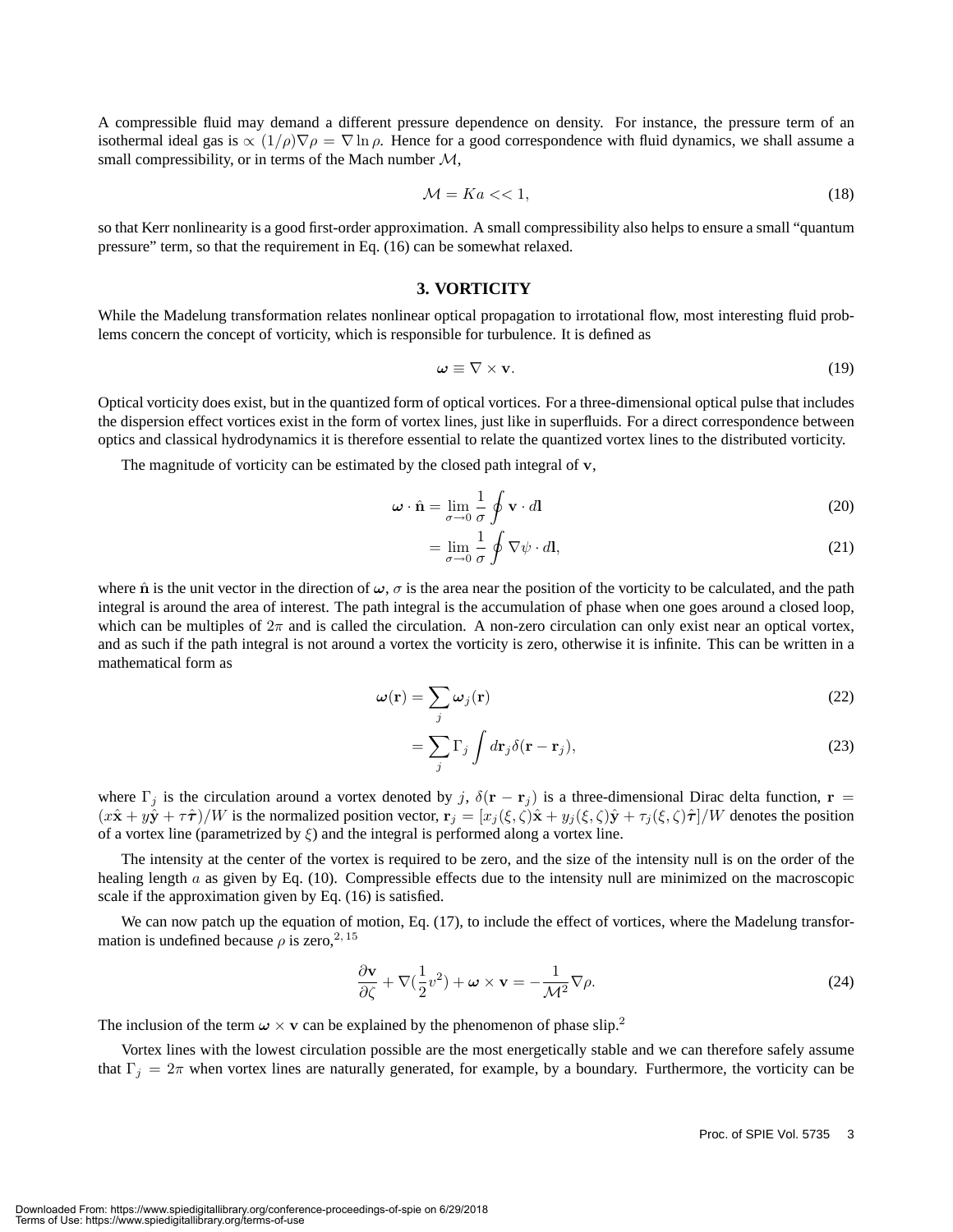A compressible fluid may demand a different pressure dependence on density. For instance, the pressure term of an isothermal ideal gas is $\propto (1/\rho)\nabla\rho = \nabla \ln \rho$. Hence for a good correspondence with fluid dynamics, we shall assume a small compressibility, or in terms of the Mach number $\mathcal{M}$,

$$\mathcal{M} = Ka << 1, \tag{18}$$

so that Kerr nonlinearity is a good first-order approximation. A small compressibility also helps to ensure a small "quantum pressure" term, so that the requirement in Eq. (16) can be somewhat relaxed.

## 3. VORTICITY

While the Madelung transformation relates nonlinear optical propagation to irrotational flow, most interesting fluid problems concern the concept of vorticity, which is responsible for turbulence. It is defined as

$$\boldsymbol{\omega} \equiv \nabla \times \mathbf{v}. \tag{19}$$

Optical vorticity does exist, but in the quantized form of optical vortices. For a three-dimensional optical pulse that includes the dispersion effect vortices exist in the form of vortex lines, just like in superfluids. For a direct correspondence between optics and classical hydrodynamics it is therefore essential to relate the quantized vortex lines to the distributed vorticity.

The magnitude of vorticity can be estimated by the closed path integral of $\mathbf{v}$,

$$\boldsymbol{\omega} \cdot \hat{\mathbf{n}} = \lim_{\sigma \to 0} \frac{1}{\sigma} \oint \mathbf{v} \cdot d\mathbf{l} \tag{20}$$

$$= \lim_{\sigma \to 0} \frac{1}{\sigma} \oint \nabla \psi \cdot d\mathbf{l}, \tag{21}$$

where $\hat{\mathbf{n}}$ is the unit vector in the direction of $\boldsymbol{\omega}$, $\sigma$ is the area near the position of the vorticity to be calculated, and the path integral is around the area of interest. The path integral is the accumulation of phase when one goes around a closed loop, which can be multiples of $2\pi$ and is called the circulation. A non-zero circulation can only exist near an optical vortex, and as such if the path integral is not around a vortex the vorticity is zero, otherwise it is infinite. This can be written in a mathematical form as

$$\boldsymbol{\omega}(\mathbf{r}) = \sum_j \boldsymbol{\omega}_j(\mathbf{r}) \tag{22}$$

$$= \sum_j \Gamma_j \int d\mathbf{r}_j \delta(\mathbf{r} - \mathbf{r}_j), \tag{23}$$

where $\Gamma_j$ is the circulation around a vortex denoted by $j$, $\delta(\mathbf{r} - \mathbf{r}_j)$ is a three-dimensional Dirac delta function, $\mathbf{r} = (x\hat{\mathbf{x}} + y\hat{\mathbf{y}} + \tau\hat{\boldsymbol{\tau}})/W$ is the normalized position vector, $\mathbf{r}_j = [x_j(\xi,\zeta)\hat{\mathbf{x}} + y_j(\xi,\zeta)\hat{\mathbf{y}} + \tau_j(\xi,\zeta)\hat{\boldsymbol{\tau}}]/W$ denotes the position of a vortex line (parametrized by $\xi$) and the integral is performed along a vortex line.

The intensity at the center of the vortex is required to be zero, and the size of the intensity null is on the order of the healing length $a$ as given by Eq. (10). Compressible effects due to the intensity null are minimized on the macroscopic scale if the approximation given by Eq. (16) is satisfied.

We can now patch up the equation of motion, Eq. (17), to include the effect of vortices, where the Madelung transformation is undefined because $\rho$ is zero,[2, 15]

$$\frac{\partial \mathbf{v}}{\partial \zeta} + \nabla(\frac{1}{2}v^2) + \boldsymbol{\omega} \times \mathbf{v} = -\frac{1}{\mathcal{M}^2}\nabla\rho. \tag{24}$$

The inclusion of the term $\boldsymbol{\omega} \times \mathbf{v}$ can be explained by the phenomenon of phase slip.[2]

Vortex lines with the lowest circulation possible are the most energetically stable and we can therefore safely assume that $\Gamma_j = 2\pi$ when vortex lines are naturally generated, for example, by a boundary. Furthermore, the vorticity can be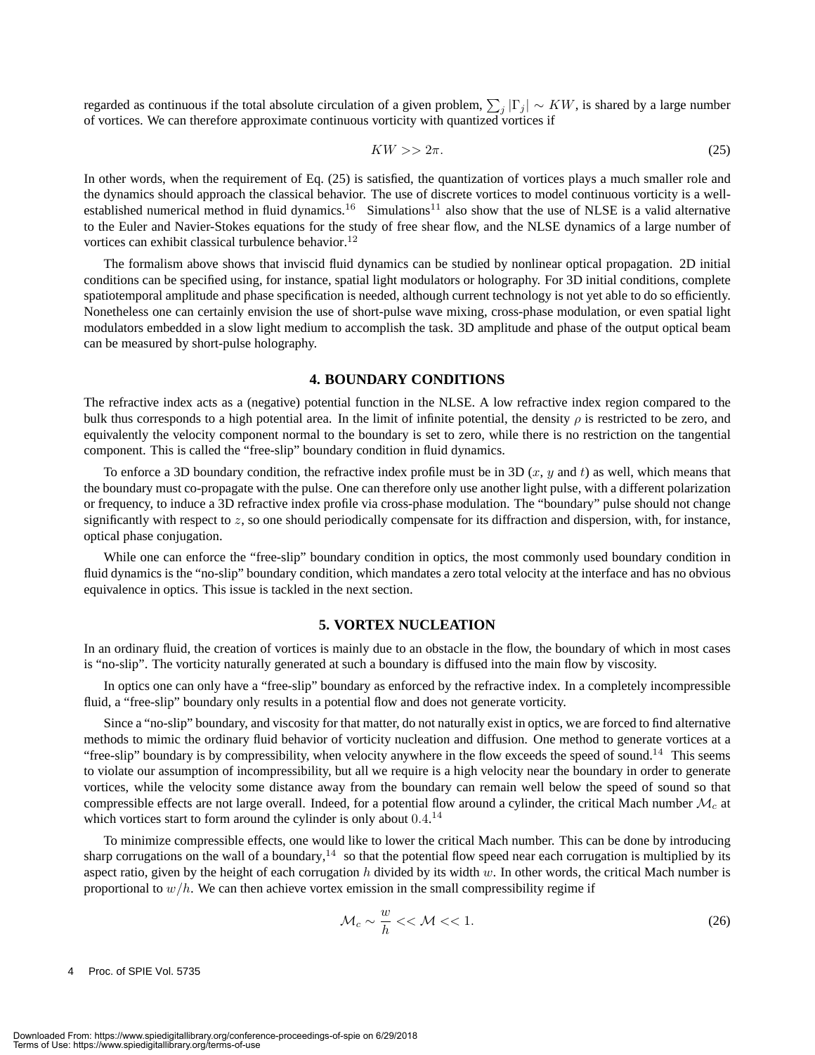regarded as continuous if the total absolute circulation of a given problem, $\sum_j |\Gamma_j| \sim KW$, is shared by a large number of vortices. We can therefore approximate continuous vorticity with quantized vortices if

$$KW >> 2\pi. \tag{25}$$

In other words, when the requirement of Eq. (25) is satisfied, the quantization of vortices plays a much smaller role and the dynamics should approach the classical behavior. The use of discrete vortices to model continuous vorticity is a well-established numerical method in fluid dynamics.[16] Simulations[11] also show that the use of NLSE is a valid alternative to the Euler and Navier-Stokes equations for the study of free shear flow, and the NLSE dynamics of a large number of vortices can exhibit classical turbulence behavior.[12]

The formalism above shows that inviscid fluid dynamics can be studied by nonlinear optical propagation. 2D initial conditions can be specified using, for instance, spatial light modulators or holography. For 3D initial conditions, complete spatiotemporal amplitude and phase specification is needed, although current technology is not yet able to do so efficiently. Nonetheless one can certainly envision the use of short-pulse wave mixing, cross-phase modulation, or even spatial light modulators embedded in a slow light medium to accomplish the task. 3D amplitude and phase of the output optical beam can be measured by short-pulse holography.

## 4. BOUNDARY CONDITIONS

The refractive index acts as a (negative) potential function in the NLSE. A low refractive index region compared to the bulk thus corresponds to a high potential area. In the limit of infinite potential, the density $\rho$ is restricted to be zero, and equivalently the velocity component normal to the boundary is set to zero, while there is no restriction on the tangential component. This is called the "free-slip" boundary condition in fluid dynamics.

To enforce a 3D boundary condition, the refractive index profile must be in 3D ($x$, $y$ and $t$) as well, which means that the boundary must co-propagate with the pulse. One can therefore only use another light pulse, with a different polarization or frequency, to induce a 3D refractive index profile via cross-phase modulation. The "boundary" pulse should not change significantly with respect to $z$, so one should periodically compensate for its diffraction and dispersion, with, for instance, optical phase conjugation.

While one can enforce the "free-slip" boundary condition in optics, the most commonly used boundary condition in fluid dynamics is the "no-slip" boundary condition, which mandates a zero total velocity at the interface and has no obvious equivalence in optics. This issue is tackled in the next section.

## 5. VORTEX NUCLEATION

In an ordinary fluid, the creation of vortices is mainly due to an obstacle in the flow, the boundary of which in most cases is "no-slip". The vorticity naturally generated at such a boundary is diffused into the main flow by viscosity.

In optics one can only have a "free-slip" boundary as enforced by the refractive index. In a completely incompressible fluid, a "free-slip" boundary only results in a potential flow and does not generate vorticity.

Since a "no-slip" boundary, and viscosity for that matter, do not naturally exist in optics, we are forced to find alternative methods to mimic the ordinary fluid behavior of vorticity nucleation and diffusion. One method to generate vortices at a "free-slip" boundary is by compressibility, when velocity anywhere in the flow exceeds the speed of sound.[14] This seems to violate our assumption of incompressibility, but all we require is a high velocity near the boundary in order to generate vortices, while the velocity some distance away from the boundary can remain well below the speed of sound so that compressible effects are not large overall. Indeed, for a potential flow around a cylinder, the critical Mach number $\mathcal{M}_c$ at which vortices start to form around the cylinder is only about $0.4$.[14]

To minimize compressible effects, one would like to lower the critical Mach number. This can be done by introducing sharp corrugations on the wall of a boundary,[14] so that the potential flow speed near each corrugation is multiplied by its aspect ratio, given by the height of each corrugation $h$ divided by its width $w$. In other words, the critical Mach number is proportional to $w/h$. We can then achieve vortex emission in the small compressibility regime if

$$\mathcal{M}_c \sim \frac{w}{h} << \mathcal{M} << 1. \tag{26}$$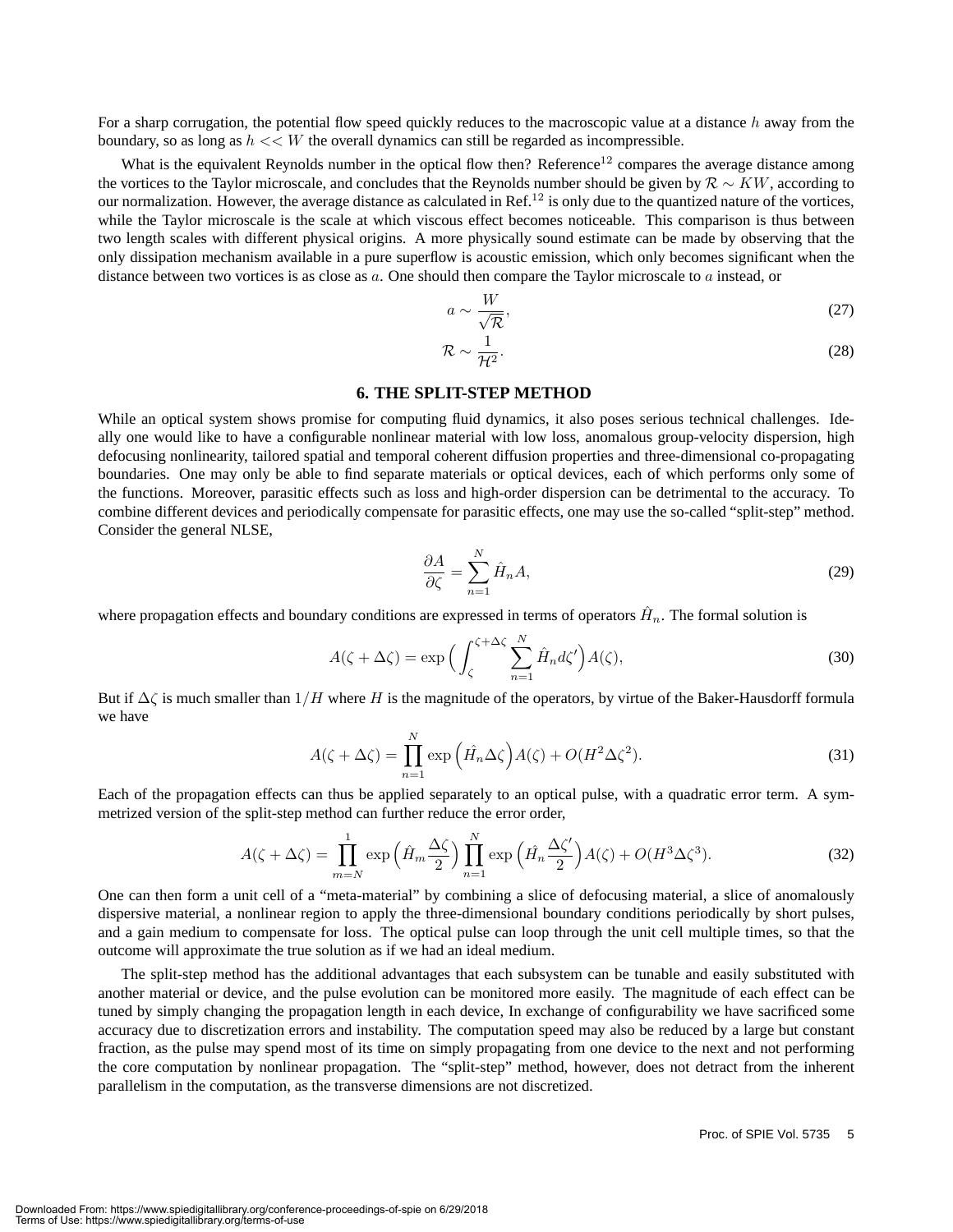For a sharp corrugation, the potential flow speed quickly reduces to the macroscopic value at a distance $h$ away from the boundary, so as long as $h << W$ the overall dynamics can still be regarded as incompressible.

What is the equivalent Reynolds number in the optical flow then? Reference[12] compares the average distance among the vortices to the Taylor microscale, and concludes that the Reynolds number should be given by $\mathcal{R} \sim KW$, according to our normalization. However, the average distance as calculated in Ref.[12] is only due to the quantized nature of the vortices, while the Taylor microscale is the scale at which viscous effect becomes noticeable. This comparison is thus between two length scales with different physical origins. A more physically sound estimate can be made by observing that the only dissipation mechanism available in a pure superflow is acoustic emission, which only becomes significant when the distance between two vortices is as close as $a$. One should then compare the Taylor microscale to $a$ instead, or

$$a \sim \frac{W}{\sqrt{\mathcal{R}}}, \tag{27}$$

$$\mathcal{R} \sim \frac{1}{\mathcal{H}^2}. \tag{28}$$

## 6. THE SPLIT-STEP METHOD

While an optical system shows promise for computing fluid dynamics, it also poses serious technical challenges. Ideally one would like to have a configurable nonlinear material with low loss, anomalous group-velocity dispersion, high defocusing nonlinearity, tailored spatial and temporal coherent diffusion properties and three-dimensional co-propagating boundaries. One may only be able to find separate materials or optical devices, each of which performs only some of the functions. Moreover, parasitic effects such as loss and high-order dispersion can be detrimental to the accuracy. To combine different devices and periodically compensate for parasitic effects, one may use the so-called "split-step" method. Consider the general NLSE,

$$\frac{\partial A}{\partial \zeta} = \sum_{n=1}^{N} \hat{H}_n A, \tag{29}$$

where propagation effects and boundary conditions are expressed in terms of operators $\hat{H}_n$. The formal solution is

$$A(\zeta + \Delta\zeta) = \exp\Big(\int_{\zeta}^{\zeta+\Delta\zeta} \sum_{n=1}^{N} \hat{H}_n d\zeta'\Big) A(\zeta), \tag{30}$$

But if $\Delta\zeta$ is much smaller than $1/H$ where $H$ is the magnitude of the operators, by virtue of the Baker-Hausdorff formula we have

$$A(\zeta + \Delta\zeta) = \prod_{n=1}^{N} \exp\Big(\hat{H}_n \Delta\zeta\Big) A(\zeta) + O(H^2 \Delta\zeta^2). \tag{31}$$

Each of the propagation effects can thus be applied separately to an optical pulse, with a quadratic error term. A symmetrized version of the split-step method can further reduce the error order,

$$A(\zeta + \Delta\zeta) = \prod_{m=N}^{1} \exp\Big(\hat{H}_m \frac{\Delta\zeta}{2}\Big) \prod_{n=1}^{N} \exp\Big(\hat{H}_n \frac{\Delta\zeta'}{2}\Big) A(\zeta) + O(H^3 \Delta\zeta^3). \tag{32}$$

One can then form a unit cell of a "meta-material" by combining a slice of defocusing material, a slice of anomalously dispersive material, a nonlinear region to apply the three-dimensional boundary conditions periodically by short pulses, and a gain medium to compensate for loss. The optical pulse can loop through the unit cell multiple times, so that the outcome will approximate the true solution as if we had an ideal medium.

The split-step method has the additional advantages that each subsystem can be tunable and easily substituted with another material or device, and the pulse evolution can be monitored more easily. The magnitude of each effect can be tuned by simply changing the propagation length in each device, In exchange of configurability we have sacrificed some accuracy due to discretization errors and instability. The computation speed may also be reduced by a large but constant fraction, as the pulse may spend most of its time on simply propagating from one device to the next and not performing the core computation by nonlinear propagation. The "split-step" method, however, does not detract from the inherent parallelism in the computation, as the transverse dimensions are not discretized.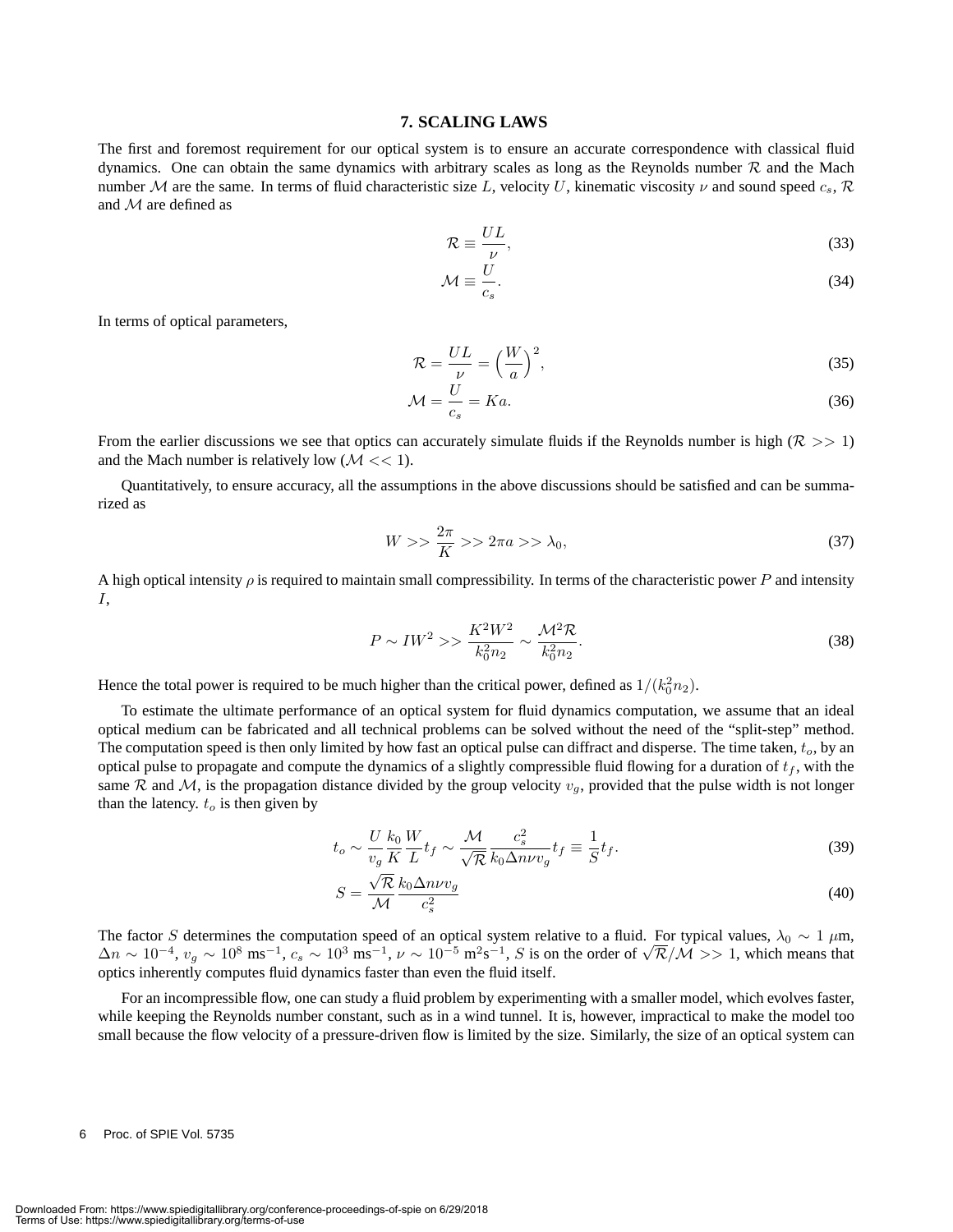## 7. SCALING LAWS

The first and foremost requirement for our optical system is to ensure an accurate correspondence with classical fluid dynamics. One can obtain the same dynamics with arbitrary scales as long as the Reynolds number $\mathcal{R}$ and the Mach number $\mathcal{M}$ are the same. In terms of fluid characteristic size $L$, velocity $U$, kinematic viscosity $\nu$ and sound speed $c_s$, $\mathcal{R}$ and $\mathcal{M}$ are defined as

$$\mathcal{R} \equiv \frac{UL}{\nu}, \tag{33}$$

$$\mathcal{M} \equiv \frac{U}{c_s}. \tag{34}$$

In terms of optical parameters,

$$\mathcal{R} = \frac{UL}{\nu} = \left(\frac{W}{a}\right)^2, \tag{35}$$

$$\mathcal{M} = \frac{U}{c_s} = Ka. \tag{36}$$

From the earlier discussions we see that optics can accurately simulate fluids if the Reynolds number is high ($\mathcal{R} >> 1$) and the Mach number is relatively low ($\mathcal{M} << 1$).

Quantitatively, to ensure accuracy, all the assumptions in the above discussions should be satisfied and can be summarized as

$$W >> \frac{2\pi}{K} >> 2\pi a >> \lambda_0, \tag{37}$$

A high optical intensity $\rho$ is required to maintain small compressibility. In terms of the characteristic power $P$ and intensity $I$,

$$P \sim IW^2 >> \frac{K^2 W^2}{k_0^2 n_2} \sim \frac{\mathcal{M}^2 \mathcal{R}}{k_0^2 n_2}. \tag{38}$$

Hence the total power is required to be much higher than the critical power, defined as $1/(k_0^2 n_2)$.

To estimate the ultimate performance of an optical system for fluid dynamics computation, we assume that an ideal optical medium can be fabricated and all technical problems can be solved without the need of the "split-step" method. The computation speed is then only limited by how fast an optical pulse can diffract and disperse. The time taken, $t_o$, by an optical pulse to propagate and compute the dynamics of a slightly compressible fluid flowing for a duration of $t_f$, with the same $\mathcal{R}$ and $\mathcal{M}$, is the propagation distance divided by the group velocity $v_g$, provided that the pulse width is not longer than the latency. $t_o$ is then given by

$$t_o \sim \frac{U}{v_g}\frac{k_0}{K}\frac{W}{L}t_f \sim \frac{\mathcal{M}}{\sqrt{\mathcal{R}}}\frac{c_s^2}{k_0 \Delta n \nu v_g}t_f \equiv \frac{1}{S}t_f. \tag{39}$$

$$S = \frac{\sqrt{\mathcal{R}}}{\mathcal{M}}\frac{k_0 \Delta n \nu v_g}{c_s^2} \tag{40}$$

The factor $S$ determines the computation speed of an optical system relative to a fluid. For typical values, $\lambda_0 \sim 1$ $\mu$m, $\Delta n \sim 10^{-4}$, $v_g \sim 10^8$ ms$^{-1}$, $c_s \sim 10^3$ ms$^{-1}$, $\nu \sim 10^{-5}$ m$^2$s$^{-1}$, $S$ is on the order of $\sqrt{\mathcal{R}}/\mathcal{M} >> 1$, which means that optics inherently computes fluid dynamics faster than even the fluid itself.

For an incompressible flow, one can study a fluid problem by experimenting with a smaller model, which evolves faster, while keeping the Reynolds number constant, such as in a wind tunnel. It is, however, impractical to make the model too small because the flow velocity of a pressure-driven flow is limited by the size. Similarly, the size of an optical system can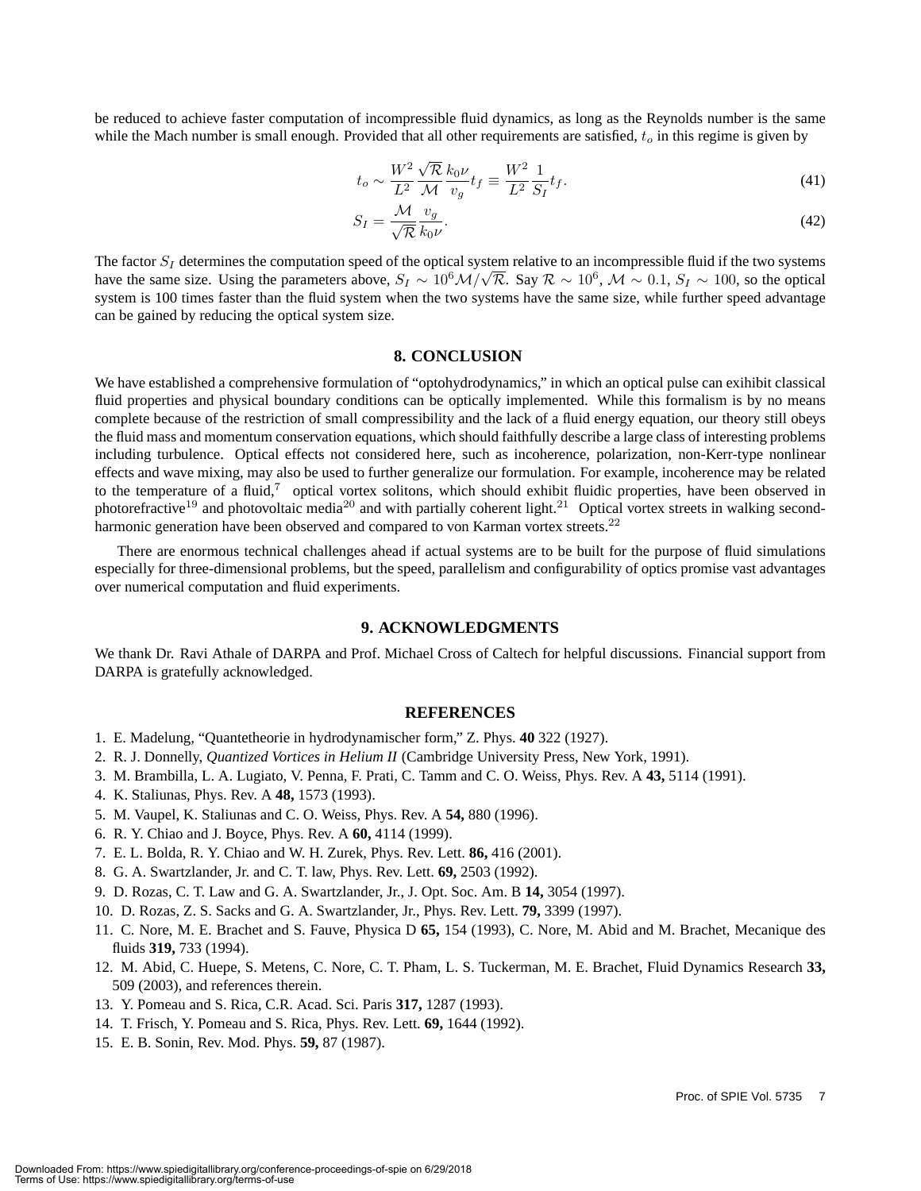be reduced to achieve faster computation of incompressible fluid dynamics, as long as the Reynolds number is the same while the Mach number is small enough. Provided that all other requirements are satisfied, $t_o$ in this regime is given by

$$t_o \sim \frac{W^2}{L^2}\frac{\sqrt{\mathcal{R}}}{\mathcal{M}}\frac{k_0\nu}{v_g}t_f \equiv \frac{W^2}{L^2}\frac{1}{S_I}t_f. \tag{41}$$

$$S_I = \frac{\mathcal{M}}{\sqrt{\mathcal{R}}}\frac{v_g}{k_0\nu}. \tag{42}$$

The factor $S_I$ determines the computation speed of the optical system relative to an incompressible fluid if the two systems have the same size. Using the parameters above, $S_I \sim 10^6\mathcal{M}/\sqrt{\mathcal{R}}$. Say $\mathcal{R} \sim 10^6$, $\mathcal{M} \sim 0.1$, $S_I \sim 100$, so the optical system is 100 times faster than the fluid system when the two systems have the same size, while further speed advantage can be gained by reducing the optical system size.

## 8. CONCLUSION

We have established a comprehensive formulation of "optohydrodynamics," in which an optical pulse can exihibit classical fluid properties and physical boundary conditions can be optically implemented. While this formalism is by no means complete because of the restriction of small compressibility and the lack of a fluid energy equation, our theory still obeys the fluid mass and momentum conservation equations, which should faithfully describe a large class of interesting problems including turbulence. Optical effects not considered here, such as incoherence, polarization, non-Kerr-type nonlinear effects and wave mixing, may also be used to further generalize our formulation. For example, incoherence may be related to the temperature of a fluid,[7] optical vortex solitons, which should exhibit fluidic properties, have been observed in photorefractive[19] and photovoltaic media[20] and with partially coherent light.[21] Optical vortex streets in walking second-harmonic generation have been observed and compared to von Karman vortex streets.[22]

There are enormous technical challenges ahead if actual systems are to be built for the purpose of fluid simulations especially for three-dimensional problems, but the speed, parallelism and configurability of optics promise vast advantages over numerical computation and fluid experiments.

## 9. ACKNOWLEDGMENTS

We thank Dr. Ravi Athale of DARPA and Prof. Michael Cross of Caltech for helpful discussions. Financial support from DARPA is gratefully acknowledged.

## REFERENCES

1. E. Madelung, "Quantetheorie in hydrodynamischer form," Z. Phys. **40** 322 (1927).
2. R. J. Donnelly, *Quantized Vortices in Helium II* (Cambridge University Press, New York, 1991).
3. M. Brambilla, L. A. Lugiato, V. Penna, F. Prati, C. Tamm and C. O. Weiss, Phys. Rev. A **43,** 5114 (1991).
4. K. Staliunas, Phys. Rev. A **48,** 1573 (1993).
5. M. Vaupel, K. Staliunas and C. O. Weiss, Phys. Rev. A **54,** 880 (1996).
6. R. Y. Chiao and J. Boyce, Phys. Rev. A **60,** 4114 (1999).
7. E. L. Bolda, R. Y. Chiao and W. H. Zurek, Phys. Rev. Lett. **86,** 416 (2001).
8. G. A. Swartzlander, Jr. and C. T. law, Phys. Rev. Lett. **69,** 2503 (1992).
9. D. Rozas, C. T. Law and G. A. Swartzlander, Jr., J. Opt. Soc. Am. B **14,** 3054 (1997).
10. D. Rozas, Z. S. Sacks and G. A. Swartzlander, Jr., Phys. Rev. Lett. **79,** 3399 (1997).
11. C. Nore, M. E. Brachet and S. Fauve, Physica D **65,** 154 (1993), C. Nore, M. Abid and M. Brachet, Mecanique des fluids **319,** 733 (1994).
12. M. Abid, C. Huepe, S. Metens, C. Nore, C. T. Pham, L. S. Tuckerman, M. E. Brachet, Fluid Dynamics Research **33,** 509 (2003), and references therein.
13. Y. Pomeau and S. Rica, C.R. Acad. Sci. Paris **317,** 1287 (1993).
14. T. Frisch, Y. Pomeau and S. Rica, Phys. Rev. Lett. **69,** 1644 (1992).
15. E. B. Sonin, Rev. Mod. Phys. **59,** 87 (1987).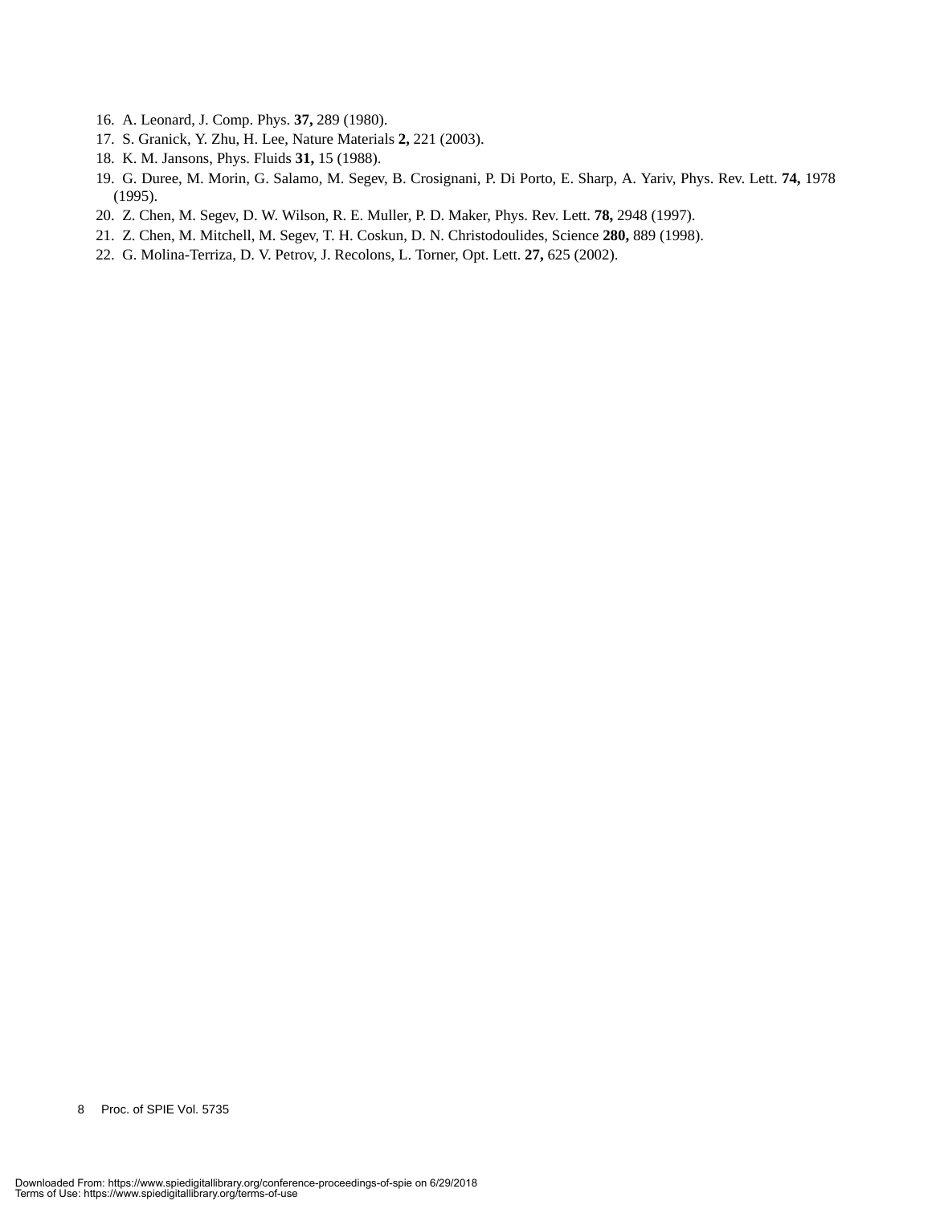16. A. Leonard, J. Comp. Phys. **37,** 289 (1980).
17. S. Granick, Y. Zhu, H. Lee, Nature Materials **2,** 221 (2003).
18. K. M. Jansons, Phys. Fluids **31,** 15 (1988).
19. G. Duree, M. Morin, G. Salamo, M. Segev, B. Crosignani, P. Di Porto, E. Sharp, A. Yariv, Phys. Rev. Lett. **74,** 1978 (1995).
20. Z. Chen, M. Segev, D. W. Wilson, R. E. Muller, P. D. Maker, Phys. Rev. Lett. **78,** 2948 (1997).
21. Z. Chen, M. Mitchell, M. Segev, T. H. Coskun, D. N. Christodoulides, Science **280,** 889 (1998).
22. G. Molina-Terriza, D. V. Petrov, J. Recolons, L. Torner, Opt. Lett. **27,** 625 (2002).